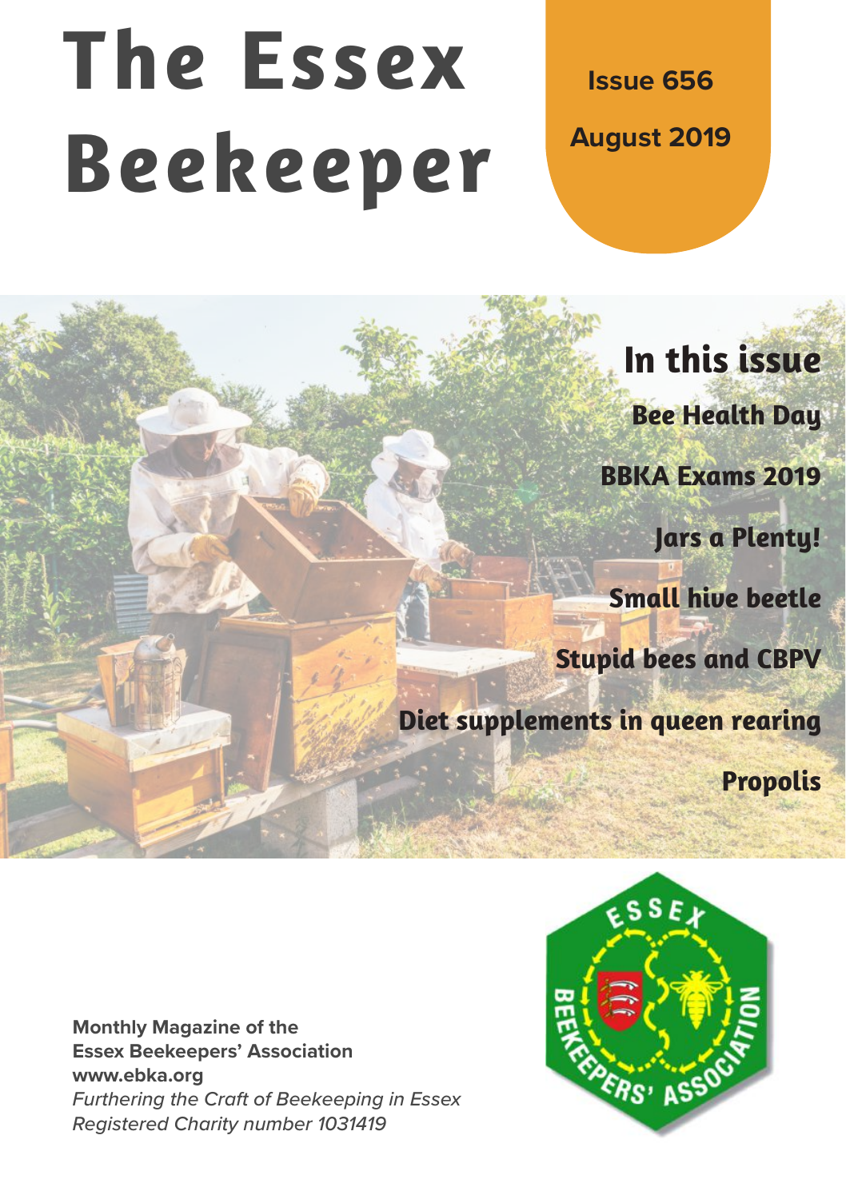# The Essex Beekeeper

**Issue 656**

**August 2019**

## In this issue

**Bee Health Day**

**BBKA Exams 2019**

**Jars a Plenty!**

**Small hive beetle**

**Stupid bees and CBPV**

**Diet supplements in queen rearing**

**Propolis**

**Monthly Magazine of the**
**Essex Beekeepers' Association**
**www.ebka.org**
*Furthering the Craft of Beekeeping in Essex*
*Registered Charity number 1031419*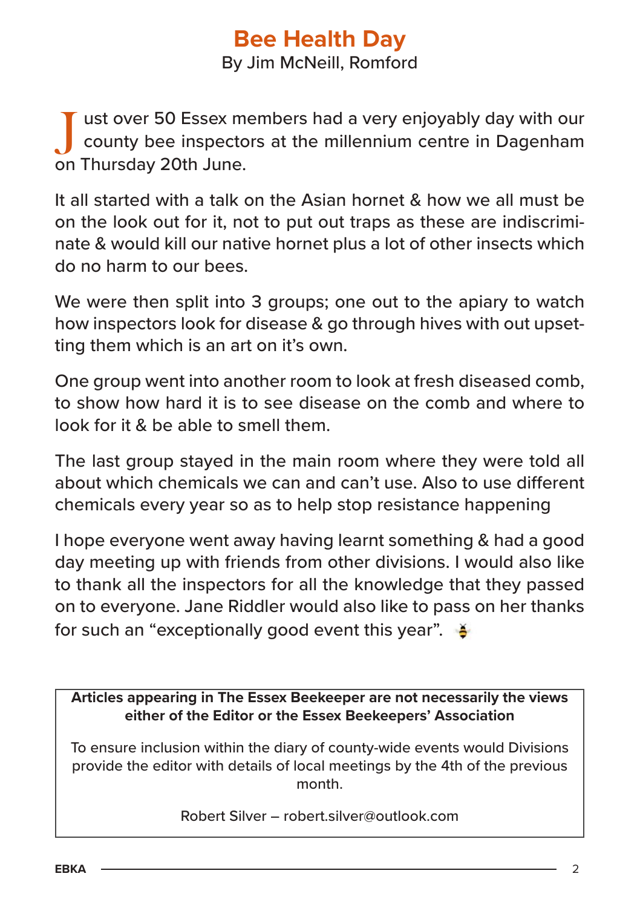# Bee Health Day

By Jim McNeill, Romford

Just over 50 Essex members had a very enjoyably day with our county bee inspectors at the millennium centre in Dagenham on Thursday 20th June.

It all started with a talk on the Asian hornet & how we all must be on the look out for it, not to put out traps as these are indiscriminate & would kill our native hornet plus a lot of other insects which do no harm to our bees.

We were then split into 3 groups; one out to the apiary to watch how inspectors look for disease & go through hives with out upsetting them which is an art on it's own.

One group went into another room to look at fresh diseased comb, to show how hard it is to see disease on the comb and where to look for it & be able to smell them.

The last group stayed in the main room where they were told all about which chemicals we can and can't use. Also to use different chemicals every year so as to help stop resistance happening

I hope everyone went away having learnt something & had a good day meeting up with friends from other divisions. I would also like to thank all the inspectors for all the knowledge that they passed on to everyone. Jane Riddler would also like to pass on her thanks for such an "exceptionally good event this year".

---

**Articles appearing in The Essex Beekeeper are not necessarily the views either of the Editor or the Essex Beekeepers' Association**

To ensure inclusion within the diary of county-wide events would Divisions provide the editor with details of local meetings by the 4th of the previous month.

Robert Silver – robert.silver@outlook.com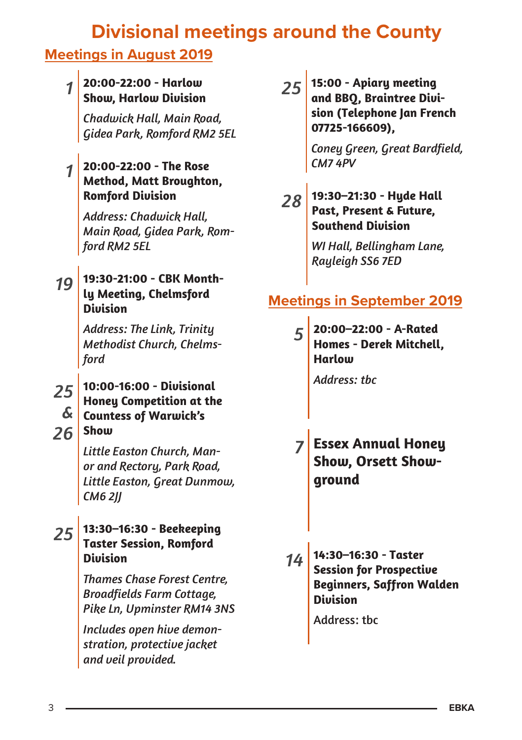# Divisional meetings around the County

## Meetings in August 2019

*1* **20:00-22:00 - Harlow Show, Harlow Division**

*Chadwick Hall, Main Road, Gidea Park, Romford RM2 5EL*

*1* **20:00-22:00 - The Rose Method, Matt Broughton, Romford Division**

*Address: Chadwick Hall, Main Road, Gidea Park, Romford RM2 5EL*

*19* **19:30-21:00 - CBK Monthly Meeting, Chelmsford Division**

*Address: The Link, Trinity Methodist Church, Chelmsford*

*25 & 26* **10:00-16:00 - Divisional Honey Competition at the Countess of Warwick's Show**

*Little Easton Church, Manor and Rectory, Park Road, Little Easton, Great Dunmow, CM6 2JJ*

*25* **13:30–16:30 - Beekeeping Taster Session, Romford Division**

*Thames Chase Forest Centre, Broadfields Farm Cottage, Pike Ln, Upminster RM14 3NS*

*Includes open hive demonstration, protective jacket and veil provided.*

*25* **15:00 - Apiary meeting and BBQ, Braintree Division (Telephone Jan French 07725-166609),**

*Coney Green, Great Bardfield, CM7 4PV*

*28* **19:30–21:30 - Hyde Hall Past, Present & Future, Southend Division**

*WI Hall, Bellingham Lane, Rayleigh SS6 7ED*

## Meetings in September 2019

*5* **20:00–22:00 - A-Rated Homes - Derek Mitchell, Harlow**

*Address: tbc*

*7* **Essex Annual Honey Show, Orsett Showground**

*14* **14:30–16:30 - Taster Session for Prospective Beginners, Saffron Walden Division**

Address: tbc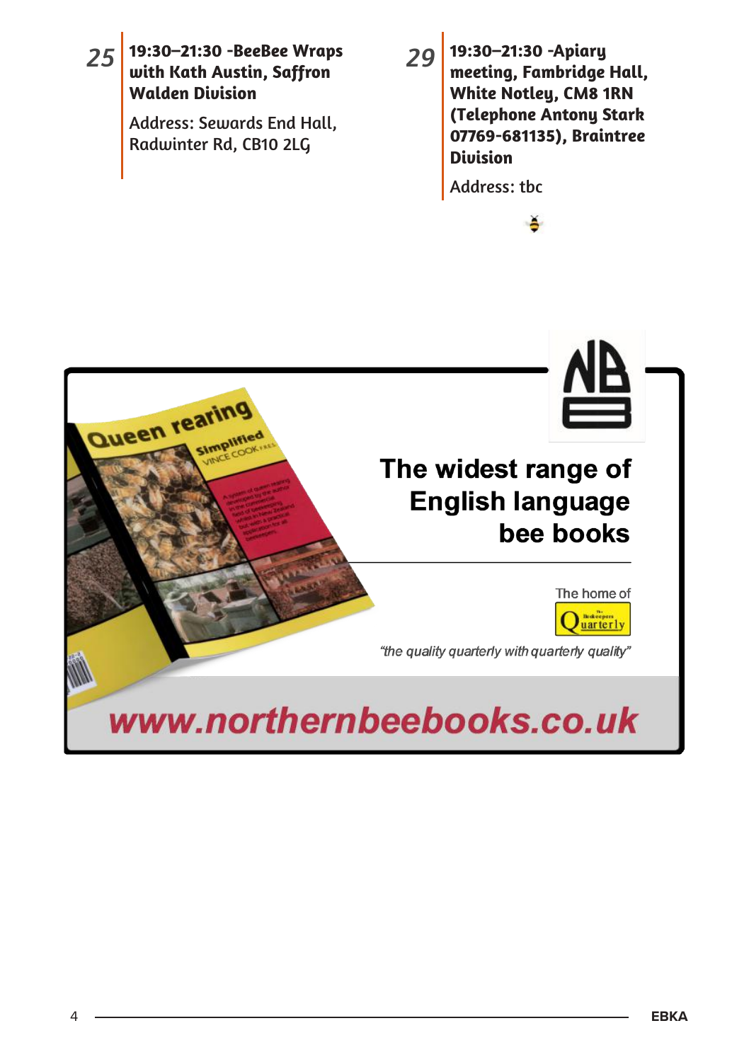**25** **19:30–21:30 -BeeBee Wraps with Kath Austin, Saffron Walden Division**

Address: Sewards End Hall, Radwinter Rd, CB10 2LG

**29** **19:30–21:30 -Apiary meeting, Fambridge Hall, White Notley, CM8 1RN (Telephone Antony Stark 07769-681135), Braintree Division**

Address: tbc

The widest range of English language bee books

The home of The Beekeepers Quarterly

*"the quality quarterly with quarterly quality"*

**www.northernbeebooks.co.uk**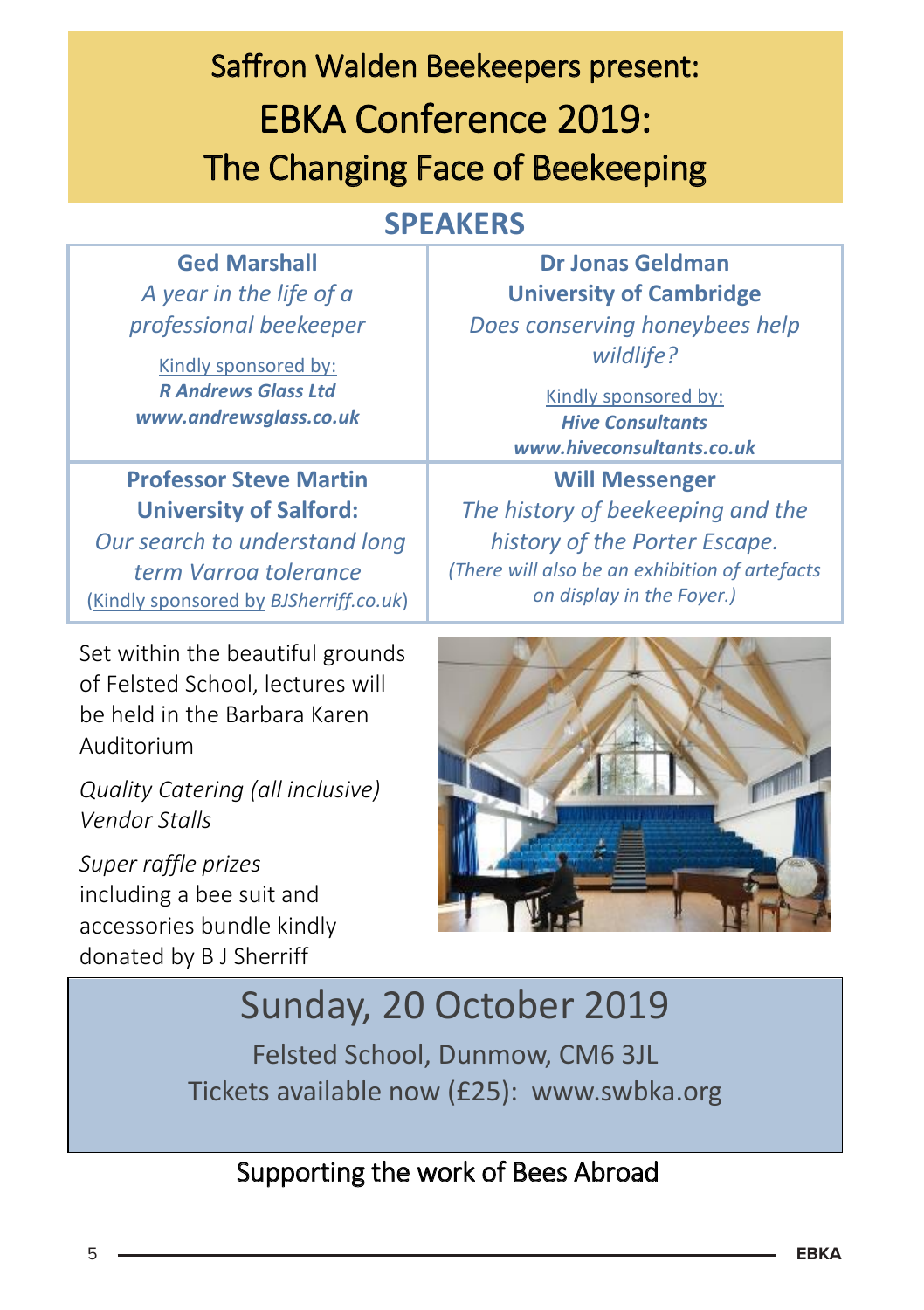# Saffron Walden Beekeepers present:

# EBKA Conference 2019: The Changing Face of Beekeeping

## SPEAKERS

**Ged Marshall**
*A year in the life of a professional beekeeper*

Kindly sponsored by:
***R Andrews Glass Ltd***
***www.andrewsglass.co.uk***

**Dr Jonas Geldman**
**University of Cambridge**
*Does conserving honeybees help wildlife?*

Kindly sponsored by:
***Hive Consultants***
***www.hiveconsultants.co.uk***

**Professor Steve Martin**
**University of Salford:**
*Our search to understand long term Varroa tolerance*
(Kindly sponsored by *BJSherriff.co.uk*)

**Will Messenger**
*The history of beekeeping and the history of the Porter Escape.*
*(There will also be an exhibition of artefacts on display in the Foyer.)*

Set within the beautiful grounds of Felsted School, lectures will be held in the Barbara Karen Auditorium

*Quality Catering (all inclusive)*
*Vendor Stalls*

*Super raffle prizes* including a bee suit and accessories bundle kindly donated by B J Sherriff

## Sunday, 20 October 2019

Felsted School, Dunmow, CM6 3JL
Tickets available now (£25): www.swbka.org

Supporting the work of Bees Abroad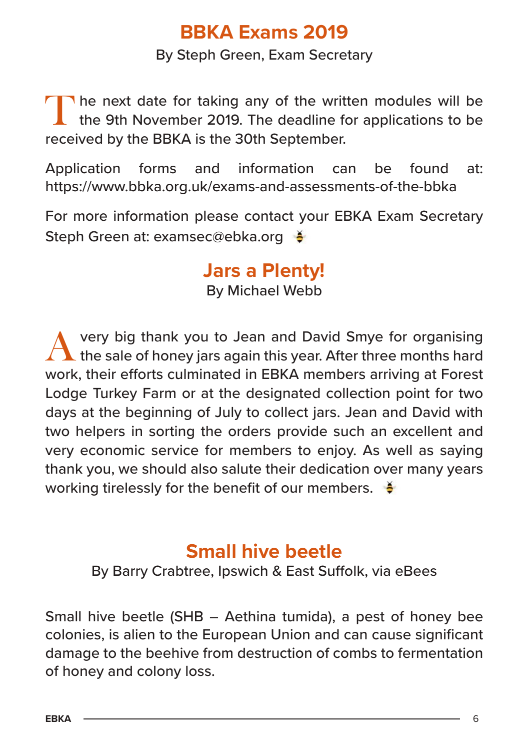## BBKA Exams 2019

By Steph Green, Exam Secretary

The next date for taking any of the written modules will be the 9th November 2019. The deadline for applications to be received by the BBKA is the 30th September.

Application forms and information can be found at: https://www.bbka.org.uk/exams-and-assessments-of-the-bbka

For more information please contact your EBKA Exam Secretary Steph Green at: examsec@ebka.org

## Jars a Plenty!

By Michael Webb

A very big thank you to Jean and David Smye for organising the sale of honey jars again this year. After three months hard work, their efforts culminated in EBKA members arriving at Forest Lodge Turkey Farm or at the designated collection point for two days at the beginning of July to collect jars. Jean and David with two helpers in sorting the orders provide such an excellent and very economic service for members to enjoy. As well as saying thank you, we should also salute their dedication over many years working tirelessly for the benefit of our members.

## Small hive beetle

By Barry Crabtree, Ipswich & East Suffolk, via eBees

Small hive beetle (SHB – Aethina tumida), a pest of honey bee colonies, is alien to the European Union and can cause significant damage to the beehive from destruction of combs to fermentation of honey and colony loss.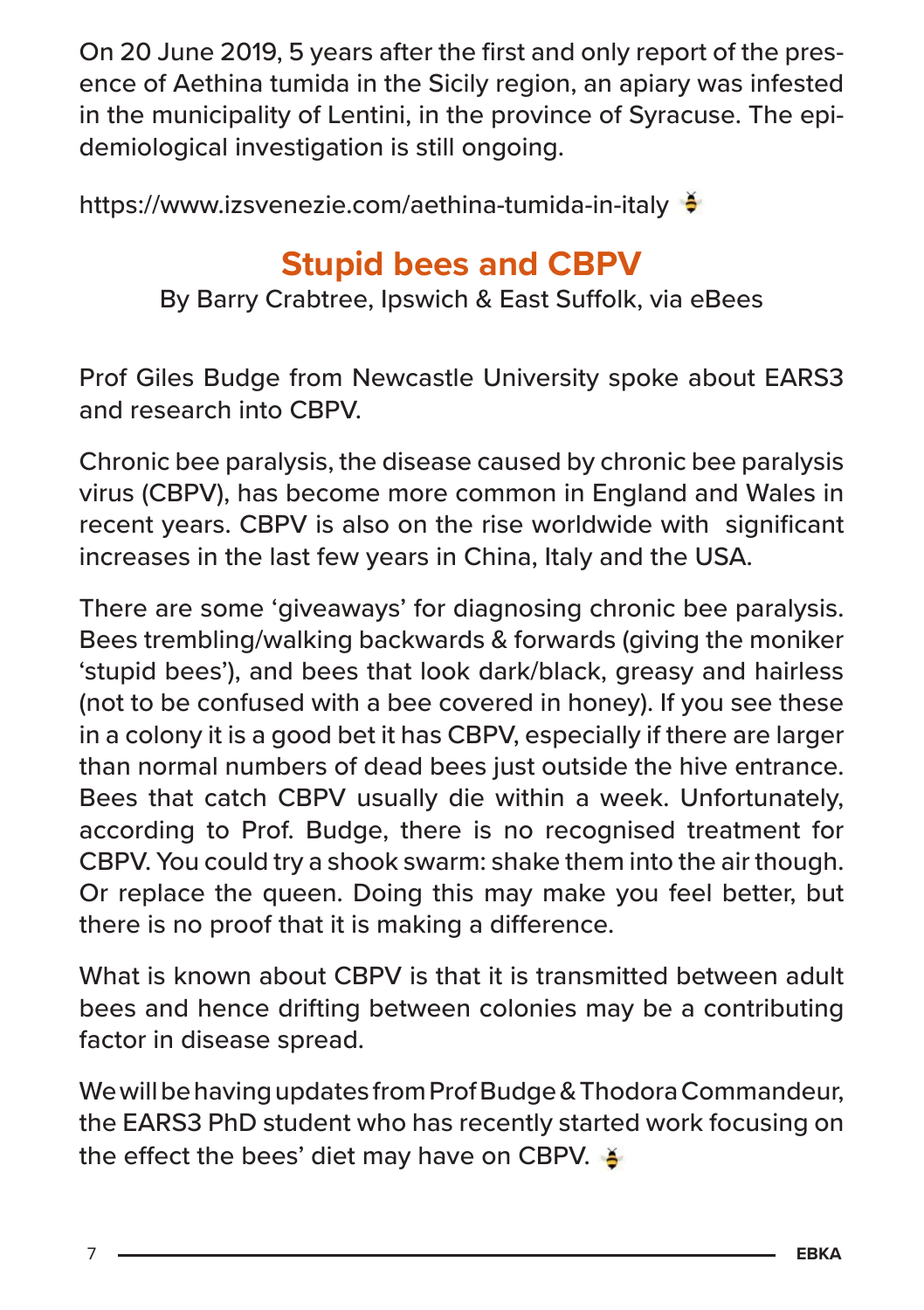On 20 June 2019, 5 years after the first and only report of the presence of Aethina tumida in the Sicily region, an apiary was infested in the municipality of Lentini, in the province of Syracuse. The epidemiological investigation is still ongoing.

https://www.izsvenezie.com/aethina-tumida-in-italy

## Stupid bees and CBPV

By Barry Crabtree, Ipswich & East Suffolk, via eBees

Prof Giles Budge from Newcastle University spoke about EARS3 and research into CBPV.

Chronic bee paralysis, the disease caused by chronic bee paralysis virus (CBPV), has become more common in England and Wales in recent years. CBPV is also on the rise worldwide with significant increases in the last few years in China, Italy and the USA.

There are some 'giveaways' for diagnosing chronic bee paralysis. Bees trembling/walking backwards & forwards (giving the moniker 'stupid bees'), and bees that look dark/black, greasy and hairless (not to be confused with a bee covered in honey). If you see these in a colony it is a good bet it has CBPV, especially if there are larger than normal numbers of dead bees just outside the hive entrance. Bees that catch CBPV usually die within a week. Unfortunately, according to Prof. Budge, there is no recognised treatment for CBPV. You could try a shook swarm: shake them into the air though. Or replace the queen. Doing this may make you feel better, but there is no proof that it is making a difference.

What is known about CBPV is that it is transmitted between adult bees and hence drifting between colonies may be a contributing factor in disease spread.

We will be having updates from Prof Budge & Thodora Commandeur, the EARS3 PhD student who has recently started work focusing on the effect the bees' diet may have on CBPV.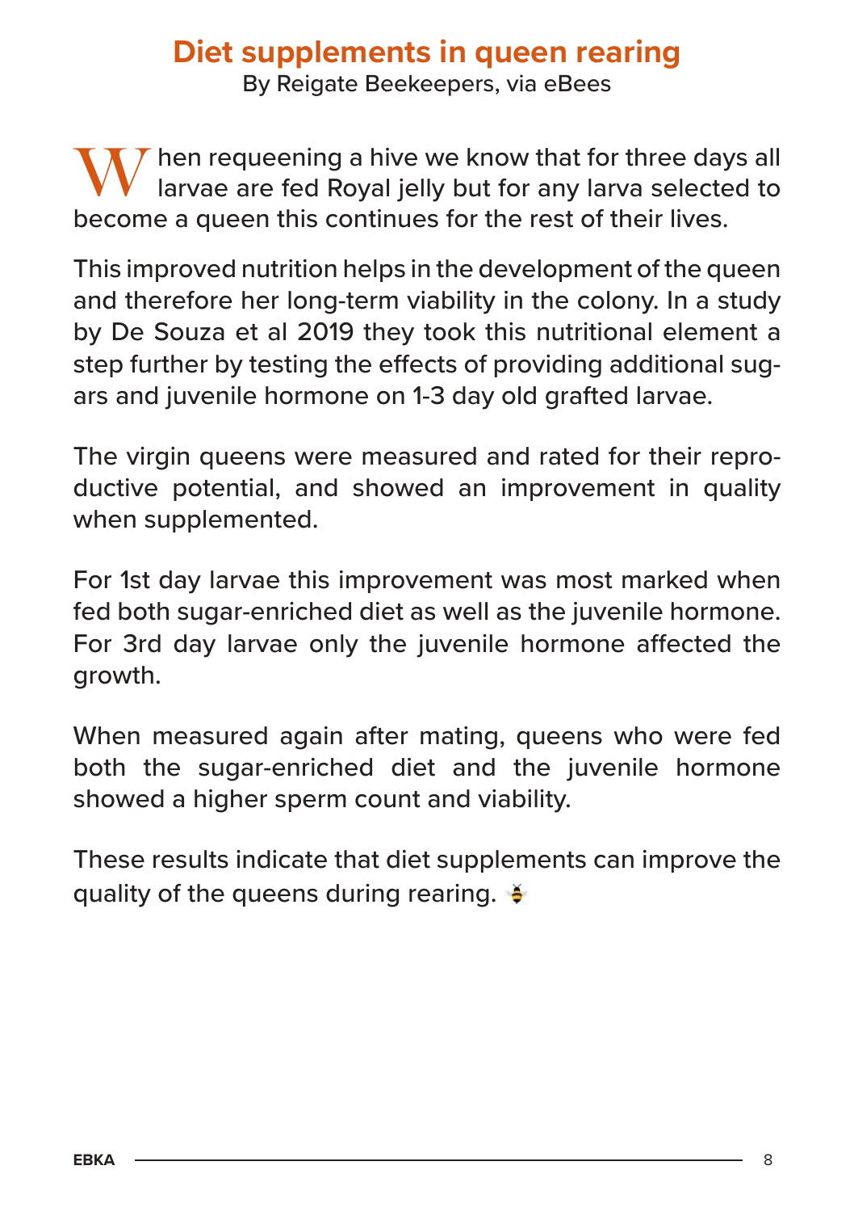## Diet supplements in queen rearing

By Reigate Beekeepers, via eBees

When requeening a hive we know that for three days all larvae are fed Royal jelly but for any larva selected to become a queen this continues for the rest of their lives.

This improved nutrition helps in the development of the queen and therefore her long-term viability in the colony. In a study by De Souza et al 2019 they took this nutritional element a step further by testing the effects of providing additional sugars and juvenile hormone on 1-3 day old grafted larvae.

The virgin queens were measured and rated for their reproductive potential, and showed an improvement in quality when supplemented.

For 1st day larvae this improvement was most marked when fed both sugar-enriched diet as well as the juvenile hormone. For 3rd day larvae only the juvenile hormone affected the growth.

When measured again after mating, queens who were fed both the sugar-enriched diet and the juvenile hormone showed a higher sperm count and viability.

These results indicate that diet supplements can improve the quality of the queens during rearing. 🐝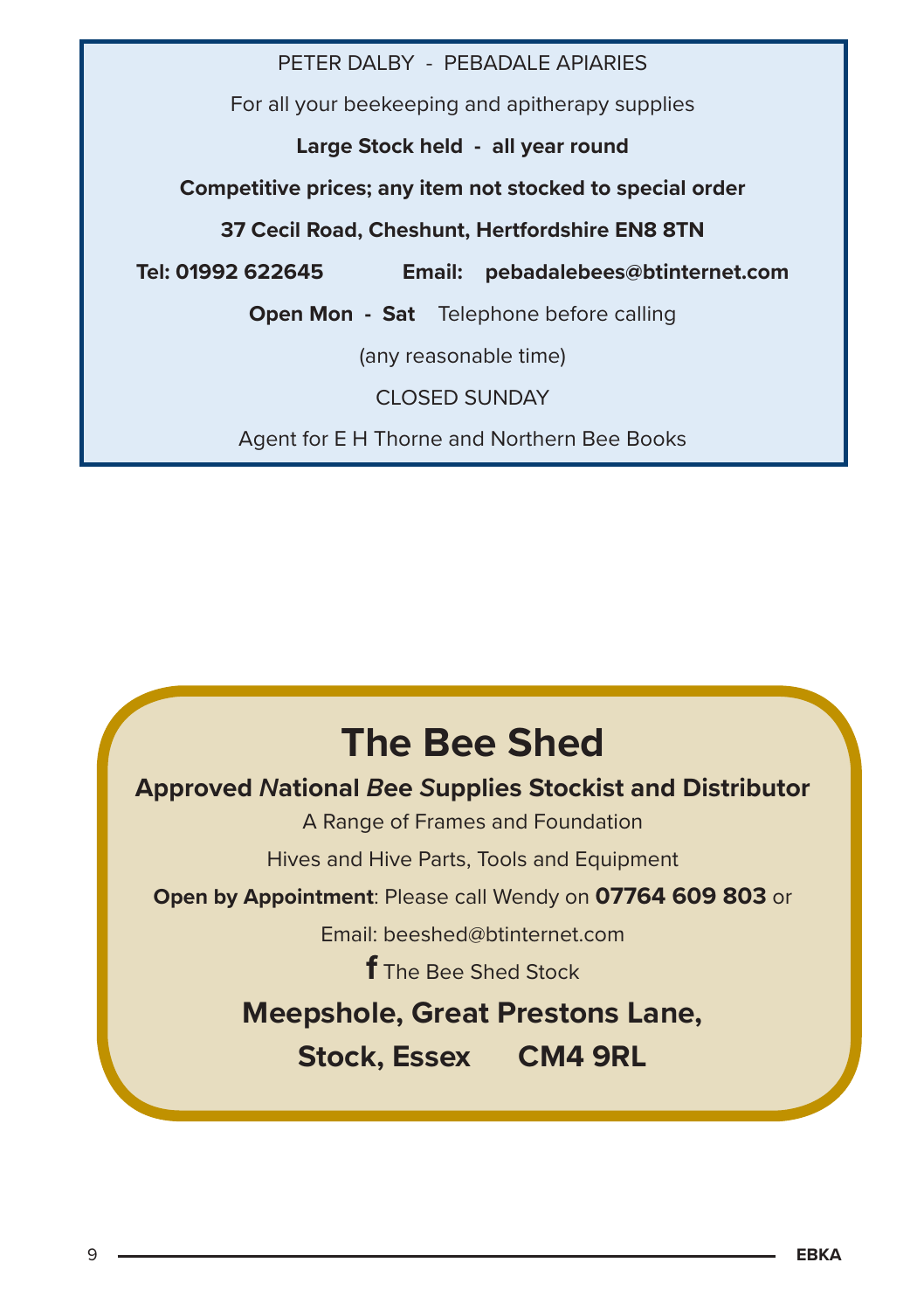PETER DALBY - PEBADALE APIARIES

For all your beekeeping and apitherapy supplies

**Large Stock held - all year round**

**Competitive prices; any item not stocked to special order**

**37 Cecil Road, Cheshunt, Hertfordshire EN8 8TN**

**Tel: 01992 622645** **Email: pebadalebees@btinternet.com**

**Open Mon - Sat** Telephone before calling

(any reasonable time)

CLOSED SUNDAY

Agent for E H Thorne and Northern Bee Books

# The Bee Shed

**Approved *N*ational *B*ee *S*upplies Stockist and Distributor**

A Range of Frames and Foundation

Hives and Hive Parts, Tools and Equipment

**Open by Appointment**: Please call Wendy on **07764 609 803** or

Email: beeshed@btinternet.com

f The Bee Shed Stock

**Meepshole, Great Prestons Lane,**

**Stock, Essex CM4 9RL**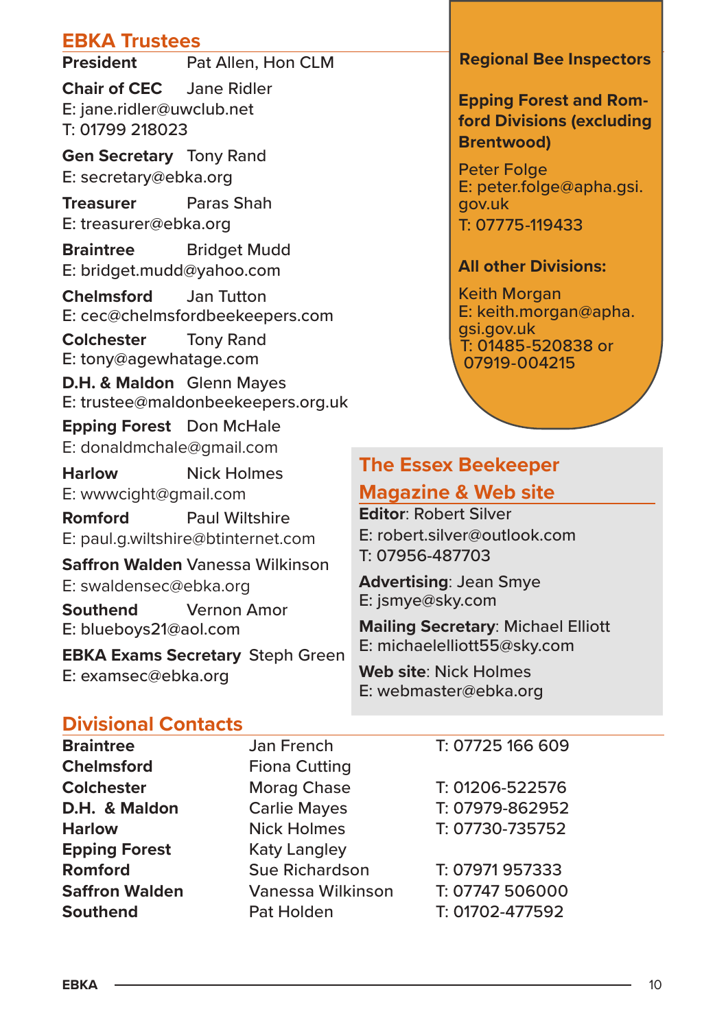## EBKA Trustees

**President** Pat Allen, Hon CLM

**Chair of CEC** Jane Ridler
E: jane.ridler@uwclub.net
T: 01799 218023

**Gen Secretary** Tony Rand
E: secretary@ebka.org

**Treasurer** Paras Shah
E: treasurer@ebka.org

**Braintree** Bridget Mudd
E: bridget.mudd@yahoo.com

**Chelmsford** Jan Tutton
E: cec@chelmsfordbeekeepers.com

**Colchester** Tony Rand
E: tony@agewhatage.com

**D.H. & Maldon** Glenn Mayes
E: trustee@maldonbeekeepers.org.uk

**Epping Forest** Don McHale
E: donaldmchale@gmail.com

**Harlow** Nick Holmes
E: wwwcight@gmail.com

**Romford** Paul Wiltshire
E: paul.g.wiltshire@btinternet.com

**Saffron Walden** Vanessa Wilkinson
E: swaldensec@ebka.org

**Southend** Vernon Amor
E: blueboys21@aol.com

**EBKA Exams Secretary** Steph Green
E: examsec@ebka.org

### Regional Bee Inspectors

**Epping Forest and Romford Divisions (excluding Brentwood)**

Peter Folge
E: peter.folge@apha.gsi.gov.uk
T: 07775-119433

**All other Divisions:**

Keith Morgan
E: keith.morgan@apha.gsi.gov.uk
T: 01485-520838 or 07919-004215

## The Essex Beekeeper Magazine & Web site

**Editor**: Robert Silver
E: robert.silver@outlook.com
T: 07956-487703

**Advertising**: Jean Smye
E: jsmye@sky.com

**Mailing Secretary**: Michael Elliott
E: michaelelliott55@sky.com

**Web site**: Nick Holmes
E: webmaster@ebka.org

## Divisional Contacts

| | | |
|---|---|---|
| **Braintree** | Jan French | T: 07725 166 609 |
| **Chelmsford** | Fiona Cutting | |
| **Colchester** | Morag Chase | T: 01206-522576 |
| **D.H. & Maldon** | Carlie Mayes | T: 07979-862952 |
| **Harlow** | Nick Holmes | T: 07730-735752 |
| **Epping Forest** | Katy Langley | |
| **Romford** | Sue Richardson | T: 07971 957333 |
| **Saffron Walden** | Vanessa Wilkinson | T: 07747 506000 |
| **Southend** | Pat Holden | T: 01702-477592 |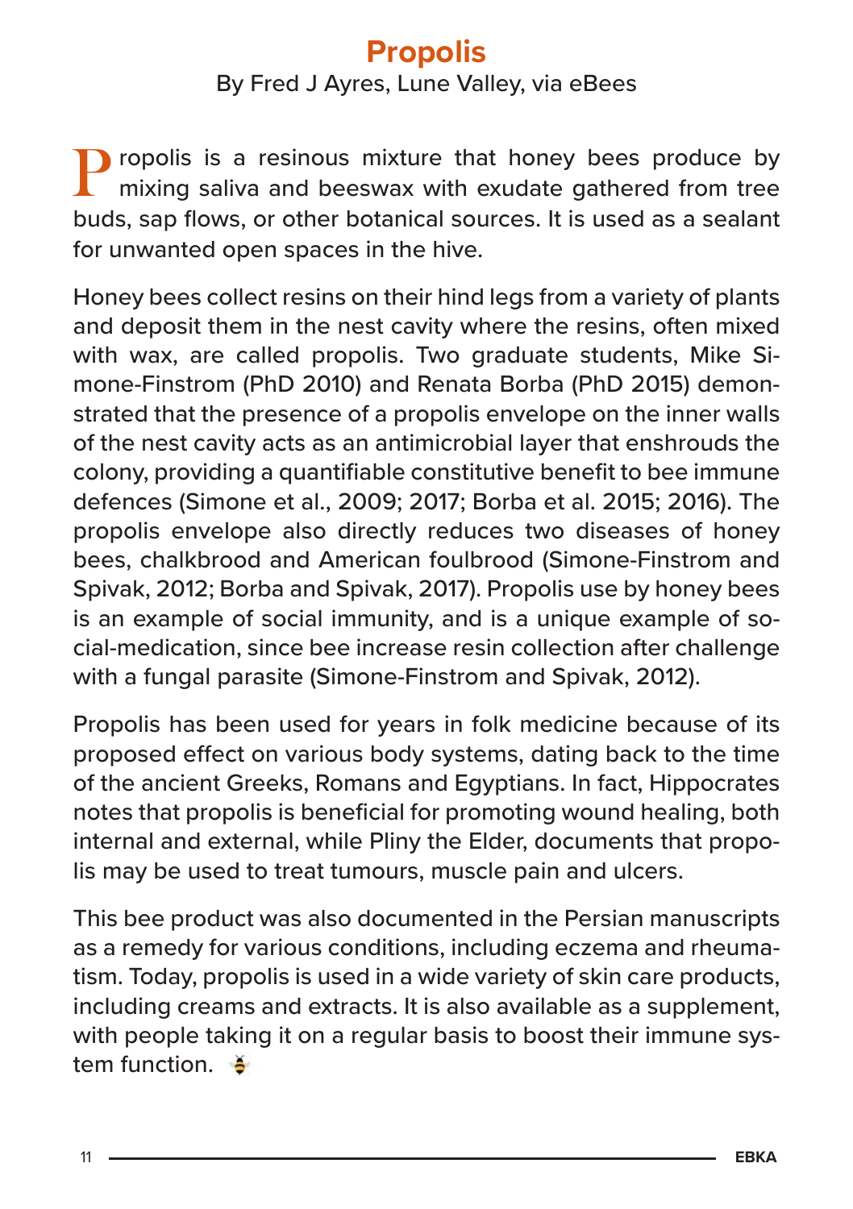# Propolis

By Fred J Ayres, Lune Valley, via eBees

Propolis is a resinous mixture that honey bees produce by mixing saliva and beeswax with exudate gathered from tree buds, sap flows, or other botanical sources. It is used as a sealant for unwanted open spaces in the hive.

Honey bees collect resins on their hind legs from a variety of plants and deposit them in the nest cavity where the resins, often mixed with wax, are called propolis. Two graduate students, Mike Simone-Finstrom (PhD 2010) and Renata Borba (PhD 2015) demonstrated that the presence of a propolis envelope on the inner walls of the nest cavity acts as an antimicrobial layer that enshrouds the colony, providing a quantifiable constitutive benefit to bee immune defences (Simone et al., 2009; 2017; Borba et al. 2015; 2016). The propolis envelope also directly reduces two diseases of honey bees, chalkbrood and American foulbrood (Simone-Finstrom and Spivak, 2012; Borba and Spivak, 2017). Propolis use by honey bees is an example of social immunity, and is a unique example of social-medication, since bee increase resin collection after challenge with a fungal parasite (Simone-Finstrom and Spivak, 2012).

Propolis has been used for years in folk medicine because of its proposed effect on various body systems, dating back to the time of the ancient Greeks, Romans and Egyptians. In fact, Hippocrates notes that propolis is beneficial for promoting wound healing, both internal and external, while Pliny the Elder, documents that propolis may be used to treat tumours, muscle pain and ulcers.

This bee product was also documented in the Persian manuscripts as a remedy for various conditions, including eczema and rheumatism. Today, propolis is used in a wide variety of skin care products, including creams and extracts. It is also available as a supplement, with people taking it on a regular basis to boost their immune system function.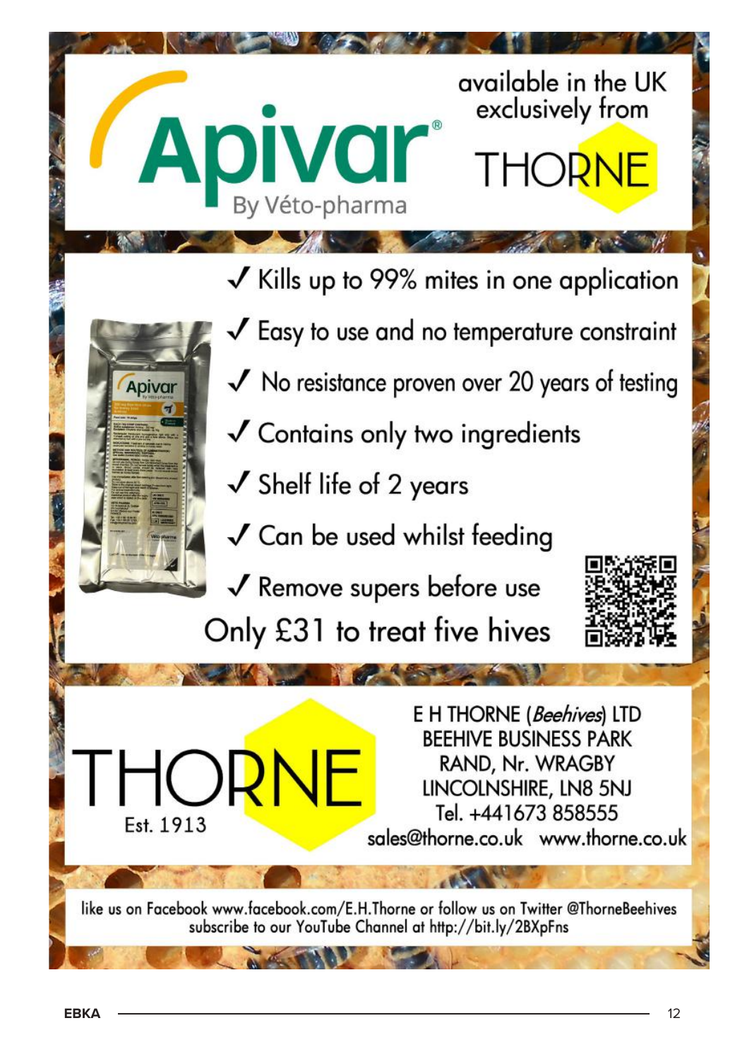# Apivar®

By Véto-pharma

available in the UK exclusively from

THORNE

- ✓ Kills up to 99% mites in one application
- ✓ Easy to use and no temperature constraint
- ✓ No resistance proven over 20 years of testing
- ✓ Contains only two ingredients
- ✓ Shelf life of 2 years
- ✓ Can be used whilst feeding
- ✓ Remove supers before use

Only £31 to treat five hives

THORNE

Est. 1913

E H THORNE (*Beehives*) LTD
BEEHIVE BUSINESS PARK
RAND, Nr. WRAGBY
LINCOLNSHIRE, LN8 5NJ
Tel. +441673 858555
sales@thorne.co.uk www.thorne.co.uk

like us on Facebook www.facebook.com/E.H.Thorne or follow us on Twitter @ThorneBeehives
subscribe to our YouTube Channel at http://bit.ly/2BXpFns